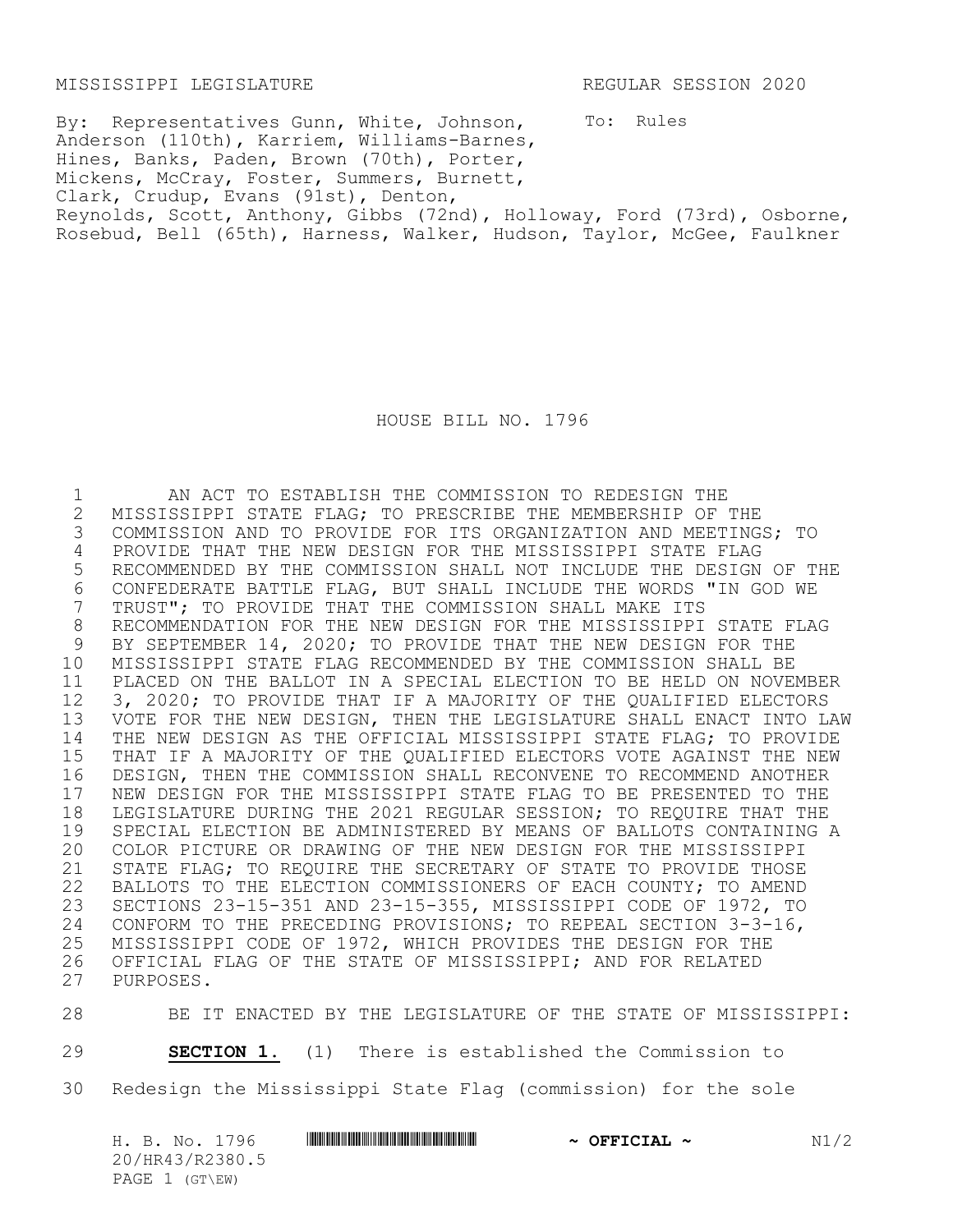MISSISSIPPI LEGISLATURE REGULAR SESSION 2020

By: Representatives Gunn, White, Johnson, Anderson (110th), Karriem, Williams-Barnes, Hines, Banks, Paden, Brown (70th), Porter, Mickens, McCray, Foster, Summers, Burnett, Clark, Crudup, Evans (91st), Denton, Reynolds, Scott, Anthony, Gibbs (72nd), Holloway, Ford (73rd), Osborne, Rosebud, Bell (65th), Harness, Walker, Hudson, Taylor, McGee, Faulkner

To: Rules

# HOUSE BILL NO. 1796

AN ACT TO ESTABLISH THE COMMISSION TO REDESIGN THE MISSISSIPPI STATE FLAG; TO PRESCRIBE THE MEMBERSHIP OF THE COMMISSION AND TO PROVIDE FOR ITS ORGANIZATION AND MEETINGS; TO PROVIDE THAT THE NEW DESIGN FOR THE MISSISSIPPI STATE FLAG RECOMMENDED BY THE COMMISSION SHALL NOT INCLUDE THE DESIGN OF THE CONFEDERATE BATTLE FLAG, BUT SHALL INCLUDE THE WORDS "IN GOD WE TRUST"; TO PROVIDE THAT THE COMMISSION SHALL MAKE ITS RECOMMENDATION FOR THE NEW DESIGN FOR THE MISSISSIPPI STATE FLAG BY SEPTEMBER 14, 2020; TO PROVIDE THAT THE NEW DESIGN FOR THE MISSISSIPPI STATE FLAG RECOMMENDED BY THE COMMISSION SHALL BE PLACED ON THE BALLOT IN A SPECIAL ELECTION TO BE HELD ON NOVEMBER 3, 2020; TO PROVIDE THAT IF A MAJORITY OF THE QUALIFIED ELECTORS VOTE FOR THE NEW DESIGN, THEN THE LEGISLATURE SHALL ENACT INTO LAW THE NEW DESIGN AS THE OFFICIAL MISSISSIPPI STATE FLAG; TO PROVIDE THAT IF A MAJORITY OF THE QUALIFIED ELECTORS VOTE AGAINST THE NEW DESIGN, THEN THE COMMISSION SHALL RECONVENE TO RECOMMEND ANOTHER NEW DESIGN FOR THE MISSISSIPPI STATE FLAG TO BE PRESENTED TO THE LEGISLATURE DURING THE 2021 REGULAR SESSION; TO REQUIRE THAT THE SPECIAL ELECTION BE ADMINISTERED BY MEANS OF BALLOTS CONTAINING A COLOR PICTURE OR DRAWING OF THE NEW DESIGN FOR THE MISSISSIPPI STATE FLAG; TO REQUIRE THE SECRETARY OF STATE TO PROVIDE THOSE BALLOTS TO THE ELECTION COMMISSIONERS OF EACH COUNTY; TO AMEND SECTIONS 23-15-351 AND 23-15-355, MISSISSIPPI CODE OF 1972, TO CONFORM TO THE PRECEDING PROVISIONS; TO REPEAL SECTION 3-3-16, MISSISSIPPI CODE OF 1972, WHICH PROVIDES THE DESIGN FOR THE OFFICIAL FLAG OF THE STATE OF MISSISSIPPI; AND FOR RELATED PURPOSES.

BE IT ENACTED BY THE LEGISLATURE OF THE STATE OF MISSISSIPPI:

**SECTION 1.** (1) There is established the Commission to Redesign the Mississippi State Flag (commission) for the sole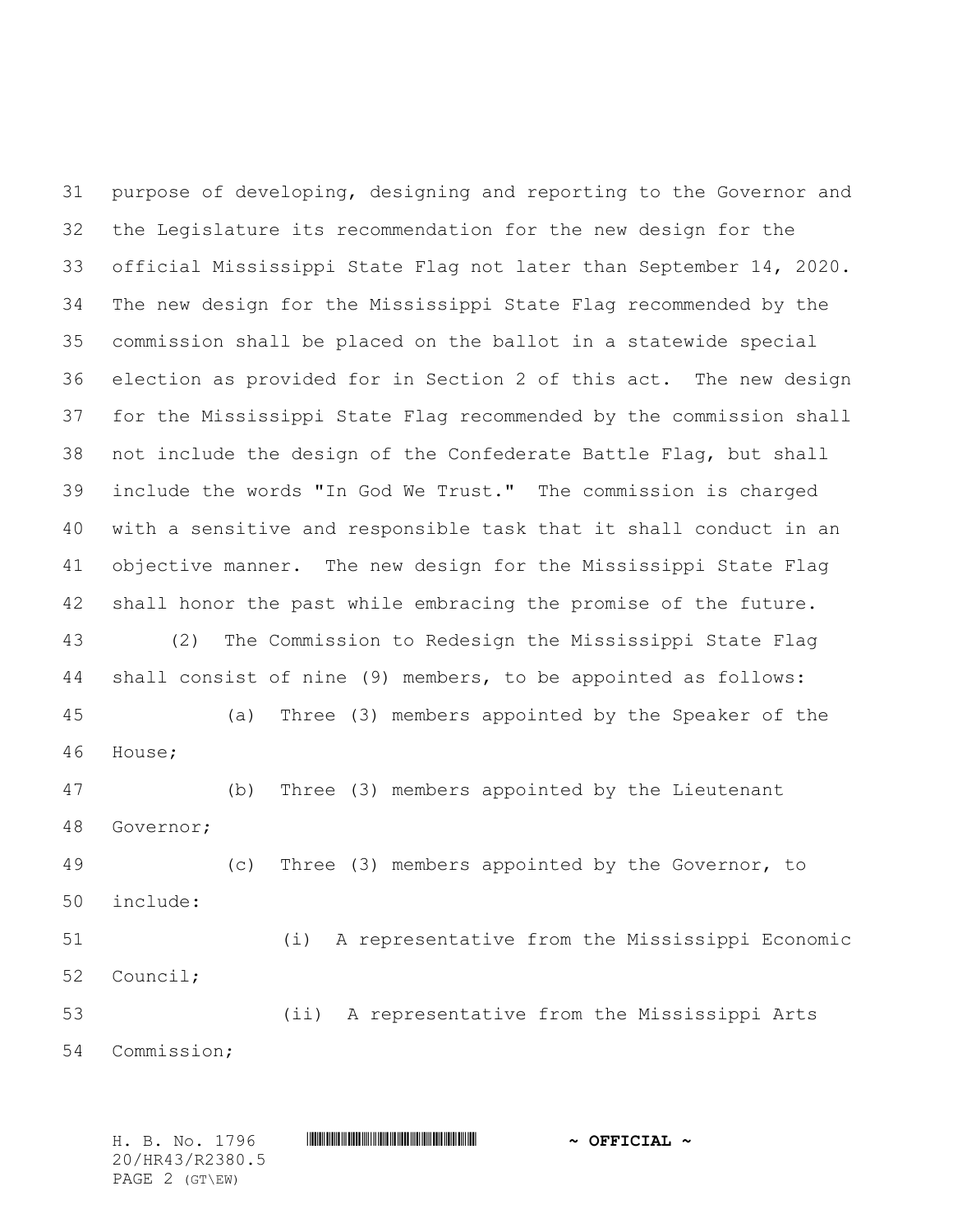purpose of developing, designing and reporting to the Governor and the Legislature its recommendation for the new design for the official Mississippi State Flag not later than September 14, 2020. The new design for the Mississippi State Flag recommended by the commission shall be placed on the ballot in a statewide special election as provided for in Section 2 of this act. The new design for the Mississippi State Flag recommended by the commission shall not include the design of the Confederate Battle Flag, but shall include the words "In God We Trust." The commission is charged with a sensitive and responsible task that it shall conduct in an objective manner. The new design for the Mississippi State Flag shall honor the past while embracing the promise of the future.

(2) The Commission to Redesign the Mississippi State Flag shall consist of nine (9) members, to be appointed as follows:

(a) Three (3) members appointed by the Speaker of the House;

(b) Three (3) members appointed by the Lieutenant Governor;

(c) Three (3) members appointed by the Governor, to include:

(i) A representative from the Mississippi Economic Council;

(ii) A representative from the Mississippi Arts Commission;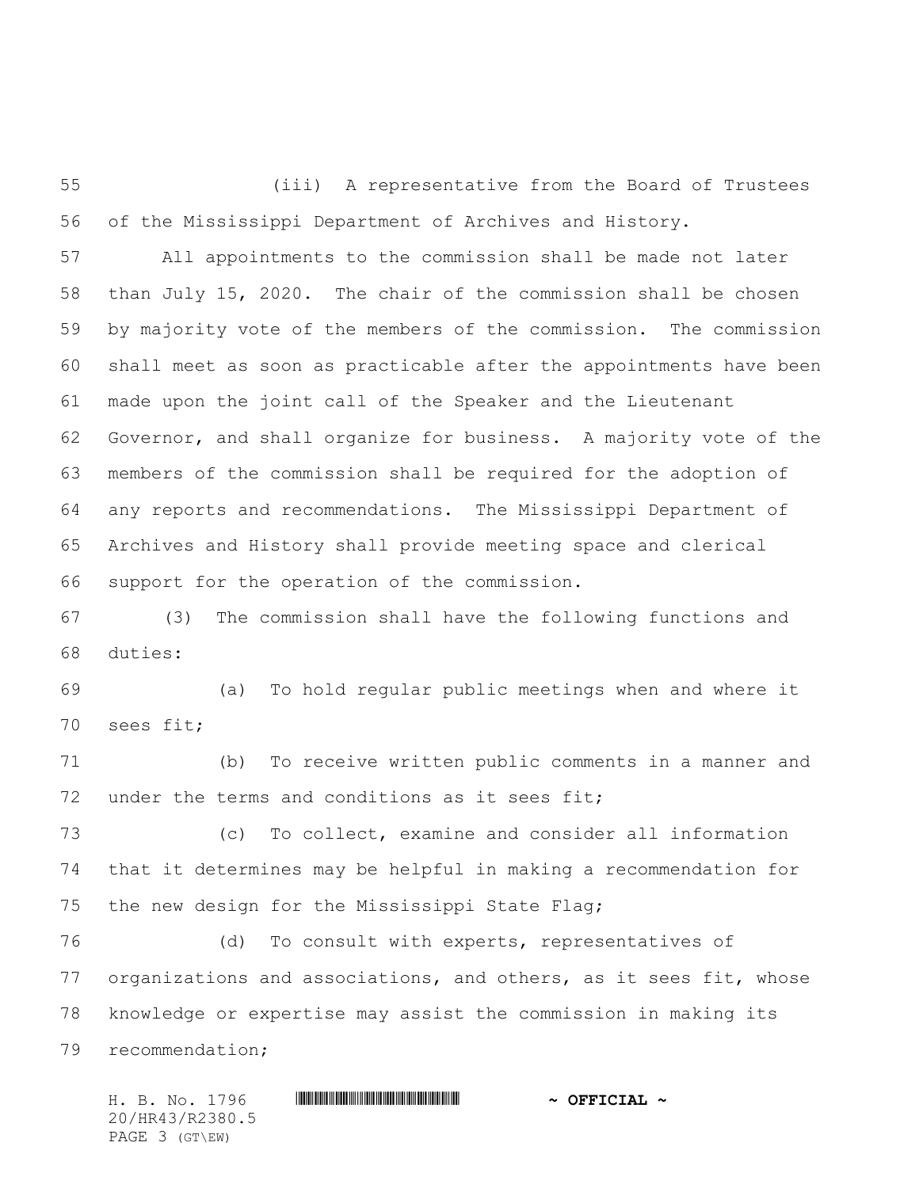(iii) A representative from the Board of Trustees of the Mississippi Department of Archives and History.

All appointments to the commission shall be made not later than July 15, 2020. The chair of the commission shall be chosen by majority vote of the members of the commission. The commission shall meet as soon as practicable after the appointments have been made upon the joint call of the Speaker and the Lieutenant Governor, and shall organize for business. A majority vote of the members of the commission shall be required for the adoption of any reports and recommendations. The Mississippi Department of Archives and History shall provide meeting space and clerical support for the operation of the commission.

(3) The commission shall have the following functions and duties:

(a) To hold regular public meetings when and where it sees fit;

(b) To receive written public comments in a manner and under the terms and conditions as it sees fit;

(c) To collect, examine and consider all information that it determines may be helpful in making a recommendation for the new design for the Mississippi State Flag;

(d) To consult with experts, representatives of organizations and associations, and others, as it sees fit, whose knowledge or expertise may assist the commission in making its recommendation;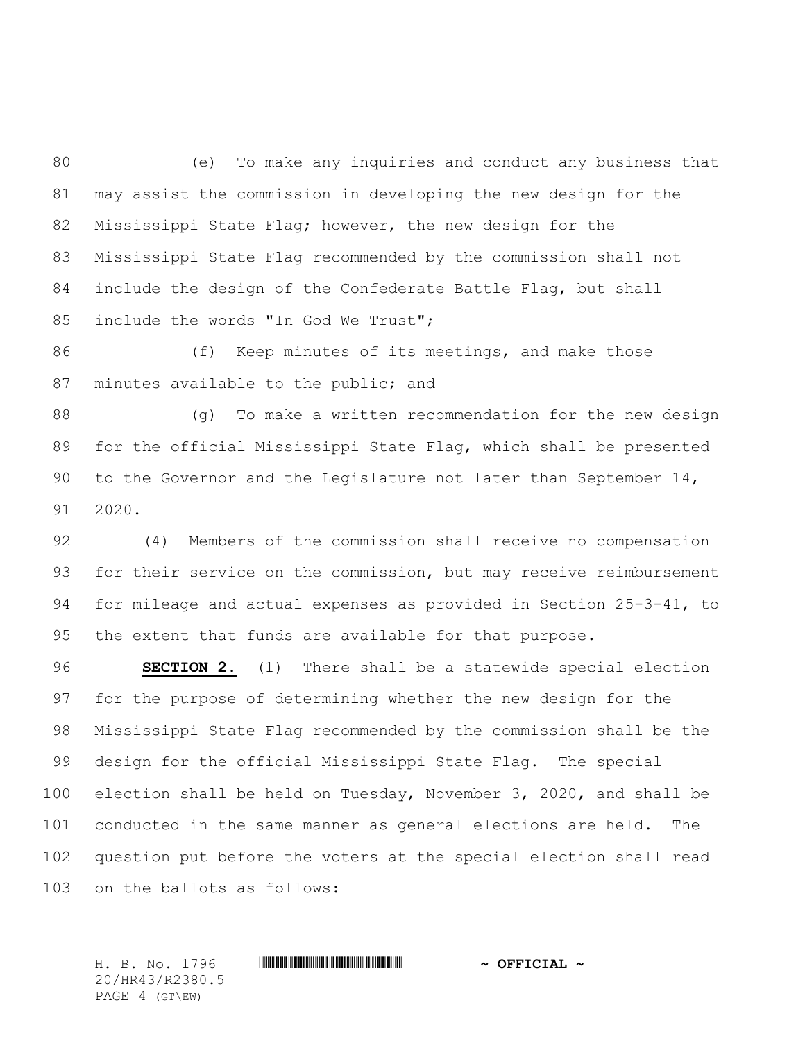(e) To make any inquiries and conduct any business that may assist the commission in developing the new design for the Mississippi State Flag; however, the new design for the Mississippi State Flag recommended by the commission shall not include the design of the Confederate Battle Flag, but shall include the words "In God We Trust";

(f) Keep minutes of its meetings, and make those minutes available to the public; and

(g) To make a written recommendation for the new design for the official Mississippi State Flag, which shall be presented to the Governor and the Legislature not later than September 14, 2020.

(4) Members of the commission shall receive no compensation for their service on the commission, but may receive reimbursement for mileage and actual expenses as provided in Section 25-3-41, to the extent that funds are available for that purpose.

**SECTION 2.** (1) There shall be a statewide special election for the purpose of determining whether the new design for the Mississippi State Flag recommended by the commission shall be the design for the official Mississippi State Flag. The special election shall be held on Tuesday, November 3, 2020, and shall be conducted in the same manner as general elections are held. The question put before the voters at the special election shall read on the ballots as follows: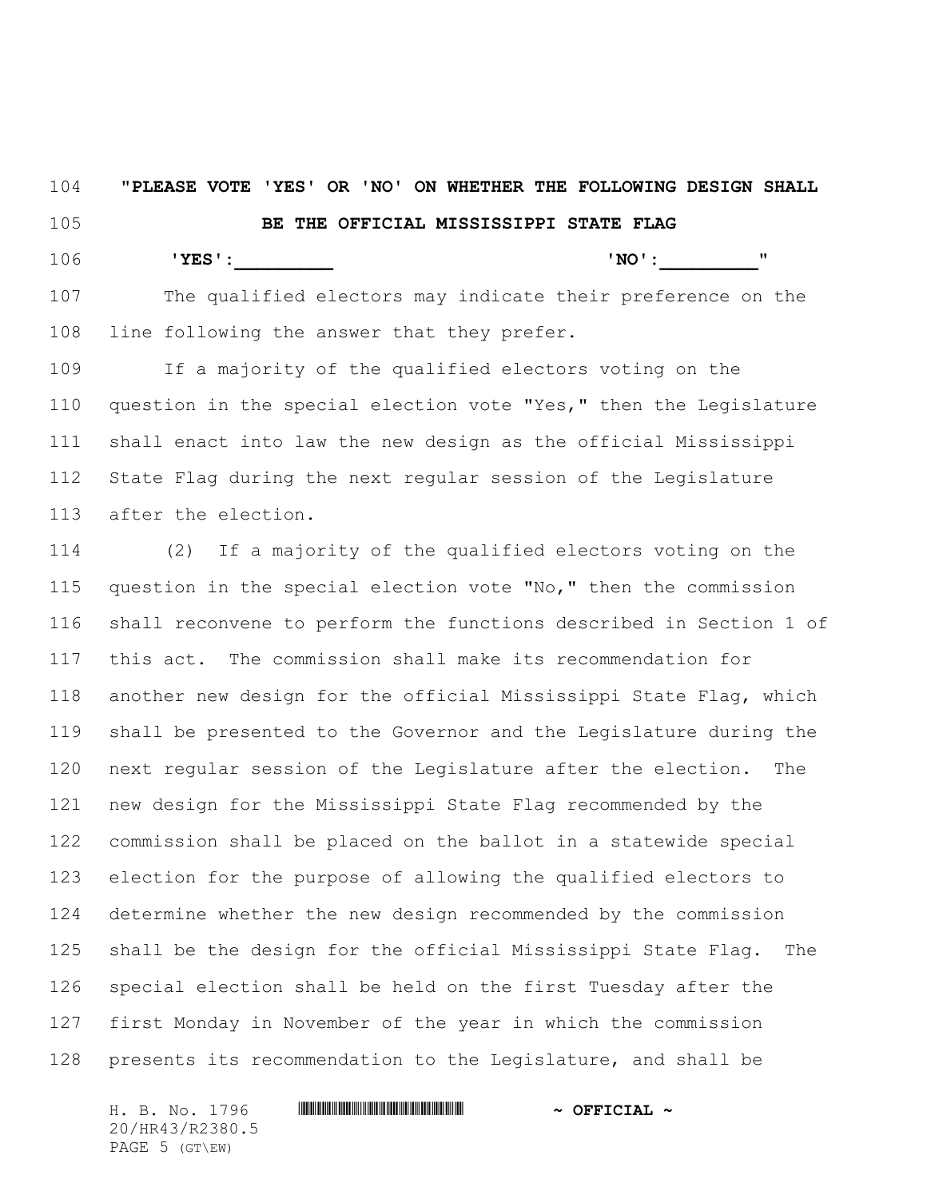**"PLEASE VOTE 'YES' OR 'NO' ON WHETHER THE FOLLOWING DESIGN SHALL BE THE OFFICIAL MISSISSIPPI STATE FLAG**

**'YES':_________** **'NO':_________"**

The qualified electors may indicate their preference on the line following the answer that they prefer.

If a majority of the qualified electors voting on the question in the special election vote "Yes," then the Legislature shall enact into law the new design as the official Mississippi State Flag during the next regular session of the Legislature after the election.

(2) If a majority of the qualified electors voting on the question in the special election vote "No," then the commission shall reconvene to perform the functions described in Section 1 of this act. The commission shall make its recommendation for another new design for the official Mississippi State Flag, which shall be presented to the Governor and the Legislature during the next regular session of the Legislature after the election. The new design for the Mississippi State Flag recommended by the commission shall be placed on the ballot in a statewide special election for the purpose of allowing the qualified electors to determine whether the new design recommended by the commission shall be the design for the official Mississippi State Flag. The special election shall be held on the first Tuesday after the first Monday in November of the year in which the commission presents its recommendation to the Legislature, and shall be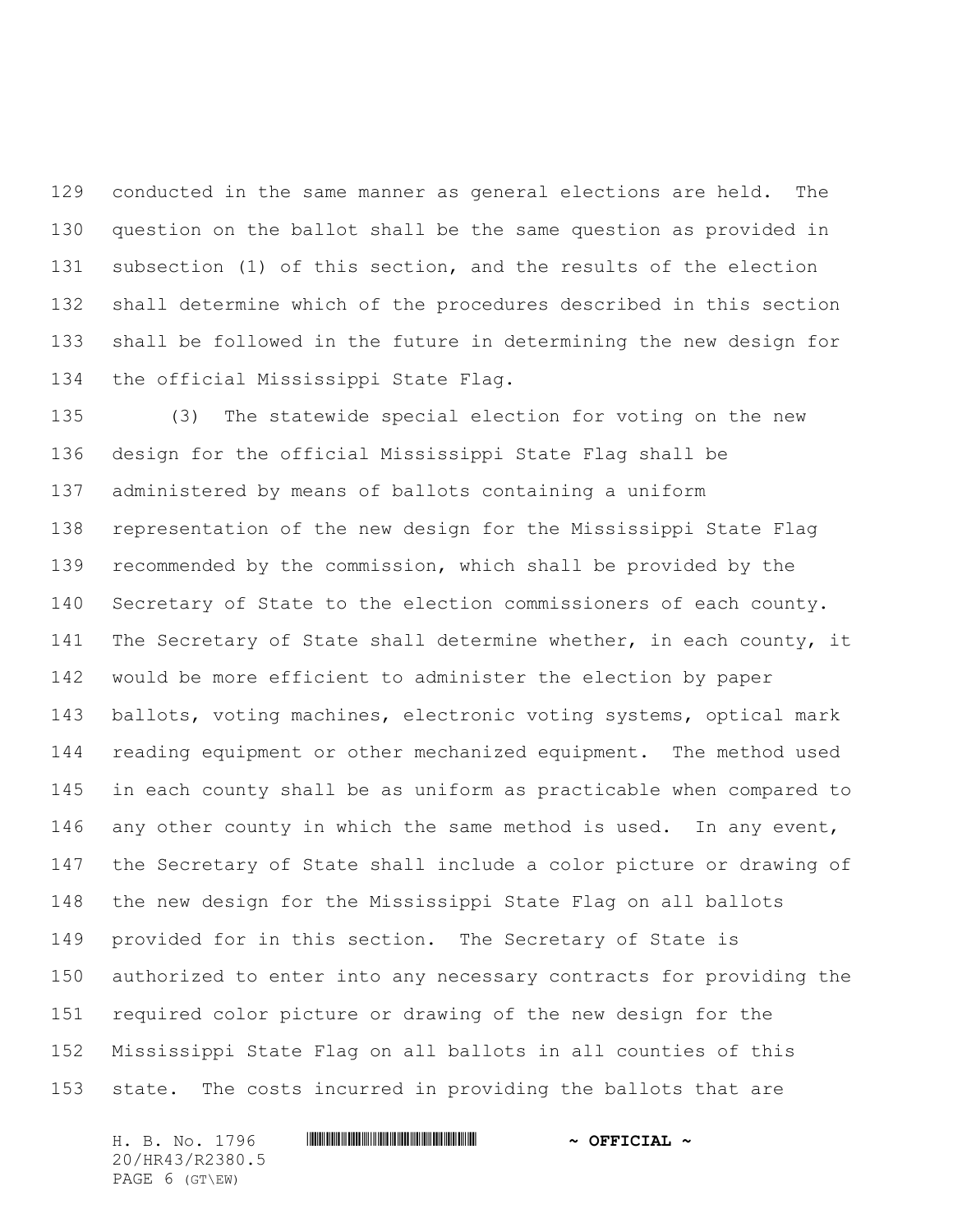conducted in the same manner as general elections are held. The question on the ballot shall be the same question as provided in subsection (1) of this section, and the results of the election shall determine which of the procedures described in this section shall be followed in the future in determining the new design for the official Mississippi State Flag.

(3) The statewide special election for voting on the new design for the official Mississippi State Flag shall be administered by means of ballots containing a uniform representation of the new design for the Mississippi State Flag recommended by the commission, which shall be provided by the Secretary of State to the election commissioners of each county. The Secretary of State shall determine whether, in each county, it would be more efficient to administer the election by paper ballots, voting machines, electronic voting systems, optical mark reading equipment or other mechanized equipment. The method used in each county shall be as uniform as practicable when compared to any other county in which the same method is used. In any event, the Secretary of State shall include a color picture or drawing of the new design for the Mississippi State Flag on all ballots provided for in this section. The Secretary of State is authorized to enter into any necessary contracts for providing the required color picture or drawing of the new design for the Mississippi State Flag on all ballots in all counties of this state. The costs incurred in providing the ballots that are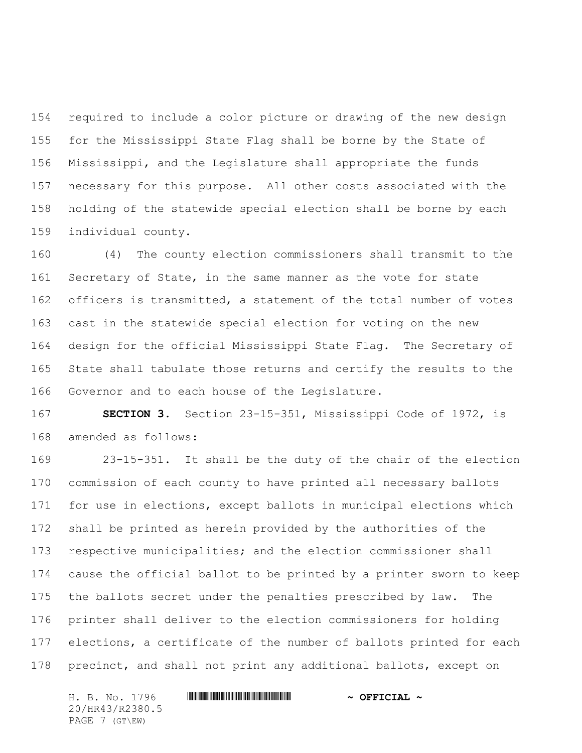required to include a color picture or drawing of the new design for the Mississippi State Flag shall be borne by the State of Mississippi, and the Legislature shall appropriate the funds necessary for this purpose. All other costs associated with the holding of the statewide special election shall be borne by each individual county.

(4) The county election commissioners shall transmit to the Secretary of State, in the same manner as the vote for state officers is transmitted, a statement of the total number of votes cast in the statewide special election for voting on the new design for the official Mississippi State Flag. The Secretary of State shall tabulate those returns and certify the results to the Governor and to each house of the Legislature.

**SECTION 3.** Section 23-15-351, Mississippi Code of 1972, is amended as follows:

23-15-351. It shall be the duty of the chair of the election commission of each county to have printed all necessary ballots for use in elections, except ballots in municipal elections which shall be printed as herein provided by the authorities of the respective municipalities; and the election commissioner shall cause the official ballot to be printed by a printer sworn to keep the ballots secret under the penalties prescribed by law. The printer shall deliver to the election commissioners for holding elections, a certificate of the number of ballots printed for each precinct, and shall not print any additional ballots, except on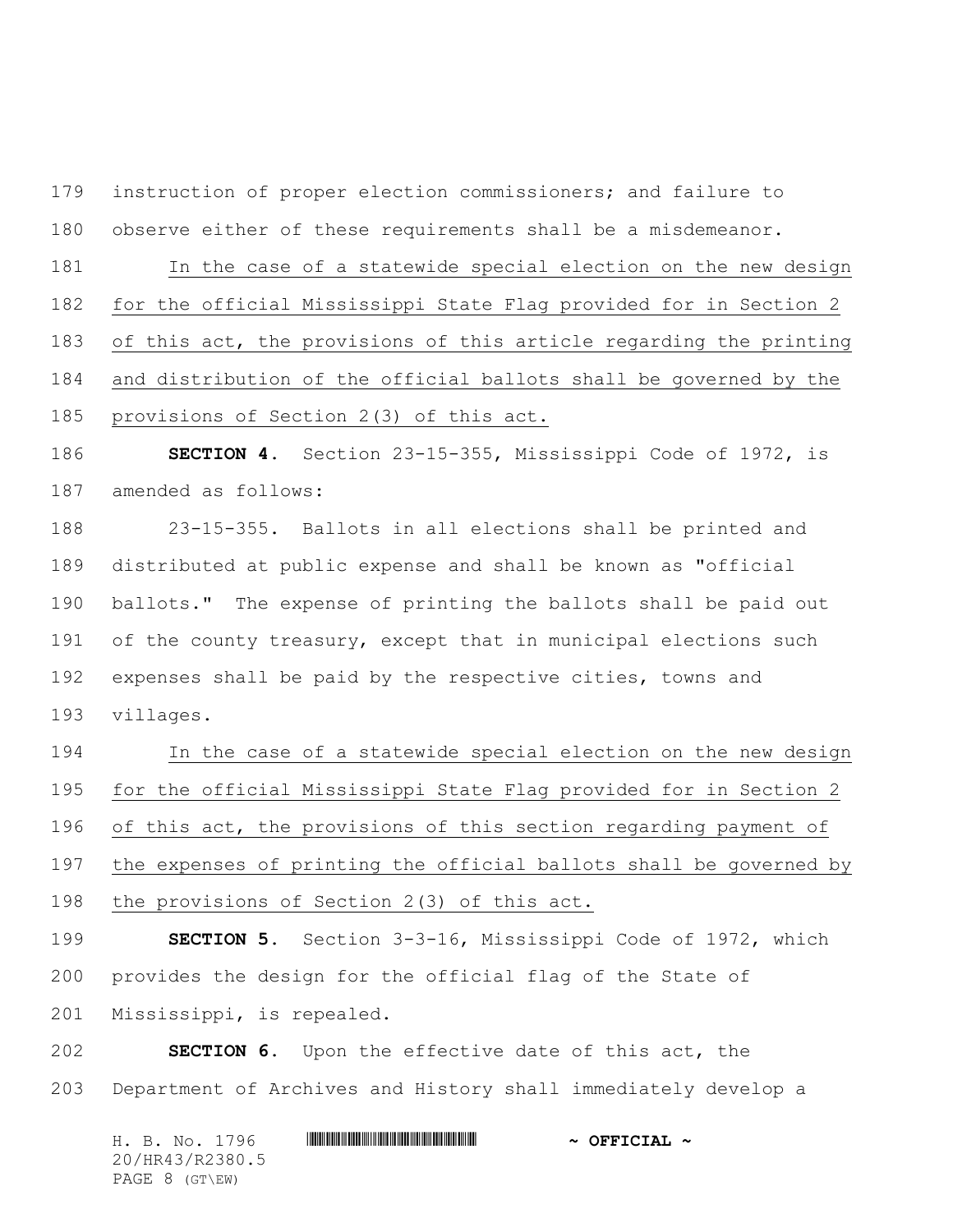instruction of proper election commissioners; and failure to observe either of these requirements shall be a misdemeanor.

<u>In the case of a statewide special election on the new design for the official Mississippi State Flag provided for in Section 2 of this act, the provisions of this article regarding the printing and distribution of the official ballots shall be governed by the provisions of Section 2(3) of this act.</u>

**SECTION 4.** Section 23-15-355, Mississippi Code of 1972, is amended as follows:

23-15-355. Ballots in all elections shall be printed and distributed at public expense and shall be known as "official ballots." The expense of printing the ballots shall be paid out of the county treasury, except that in municipal elections such expenses shall be paid by the respective cities, towns and villages.

<u>In the case of a statewide special election on the new design for the official Mississippi State Flag provided for in Section 2 of this act, the provisions of this section regarding payment of the expenses of printing the official ballots shall be governed by the provisions of Section 2(3) of this act.</u>

**SECTION 5.** Section 3-3-16, Mississippi Code of 1972, which provides the design for the official flag of the State of Mississippi, is repealed.

**SECTION 6.** Upon the effective date of this act, the Department of Archives and History shall immediately develop a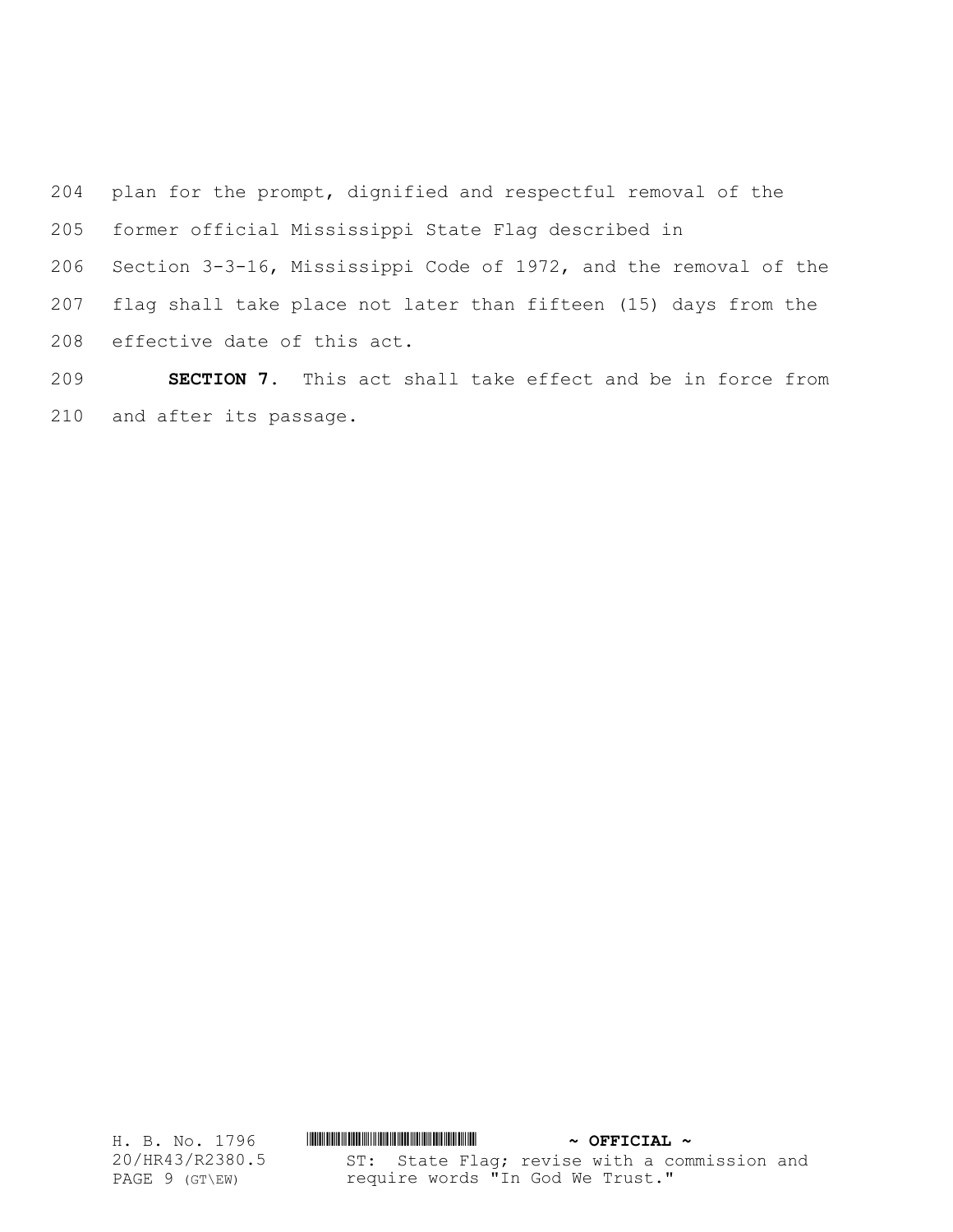plan for the prompt, dignified and respectful removal of the former official Mississippi State Flag described in Section 3-3-16, Mississippi Code of 1972, and the removal of the flag shall take place not later than fifteen (15) days from the effective date of this act.

**SECTION 7.** This act shall take effect and be in force from and after its passage.